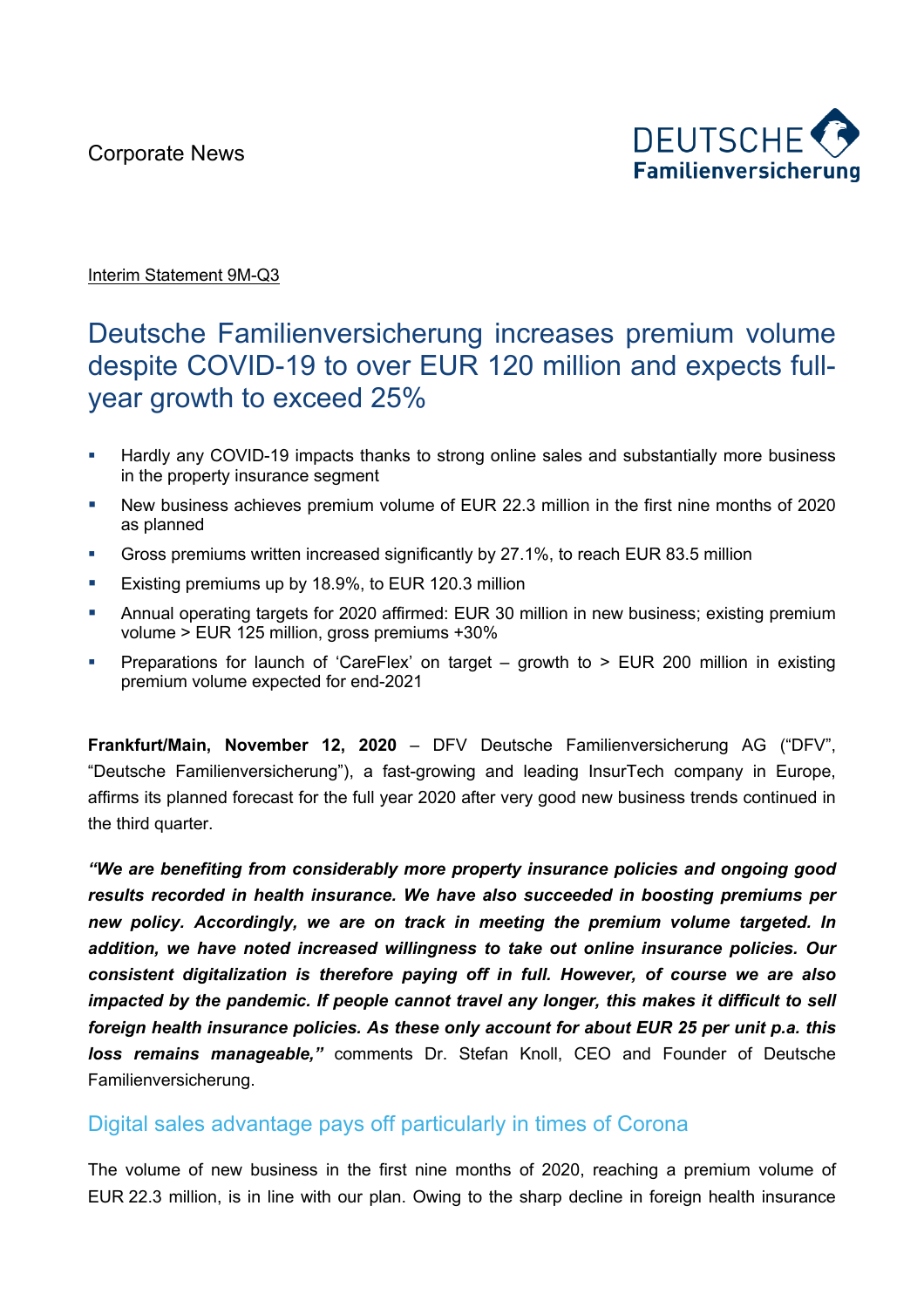Corporate News

DEUTSCHE Familienversicherung

Interim Statement 9M-Q3

# Deutsche Familienversicherung increases premium volume despite COVID-19 to over EUR 120 million and expects full-year growth to exceed 25%

- Hardly any COVID-19 impacts thanks to strong online sales and substantially more business in the property insurance segment
- New business achieves premium volume of EUR 22.3 million in the first nine months of 2020 as planned
- Gross premiums written increased significantly by 27.1%, to reach EUR 83.5 million
- Existing premiums up by 18.9%, to EUR 120.3 million
- Annual operating targets for 2020 affirmed: EUR 30 million in new business; existing premium volume > EUR 125 million, gross premiums +30%
- Preparations for launch of 'CareFlex' on target – growth to > EUR 200 million in existing premium volume expected for end-2021

**Frankfurt/Main, November 12, 2020** – DFV Deutsche Familienversicherung AG ("DFV", "Deutsche Familienversicherung"), a fast-growing and leading InsurTech company in Europe, affirms its planned forecast for the full year 2020 after very good new business trends continued in the third quarter.

***"We are benefiting from considerably more property insurance policies and ongoing good results recorded in health insurance. We have also succeeded in boosting premiums per new policy. Accordingly, we are on track in meeting the premium volume targeted. In addition, we have noted increased willingness to take out online insurance policies. Our consistent digitalization is therefore paying off in full. However, of course we are also impacted by the pandemic. If people cannot travel any longer, this makes it difficult to sell foreign health insurance policies. As these only account for about EUR 25 per unit p.a. this loss remains manageable,"*** comments Dr. Stefan Knoll, CEO and Founder of Deutsche Familienversicherung.

## Digital sales advantage pays off particularly in times of Corona

The volume of new business in the first nine months of 2020, reaching a premium volume of EUR 22.3 million, is in line with our plan. Owing to the sharp decline in foreign health insurance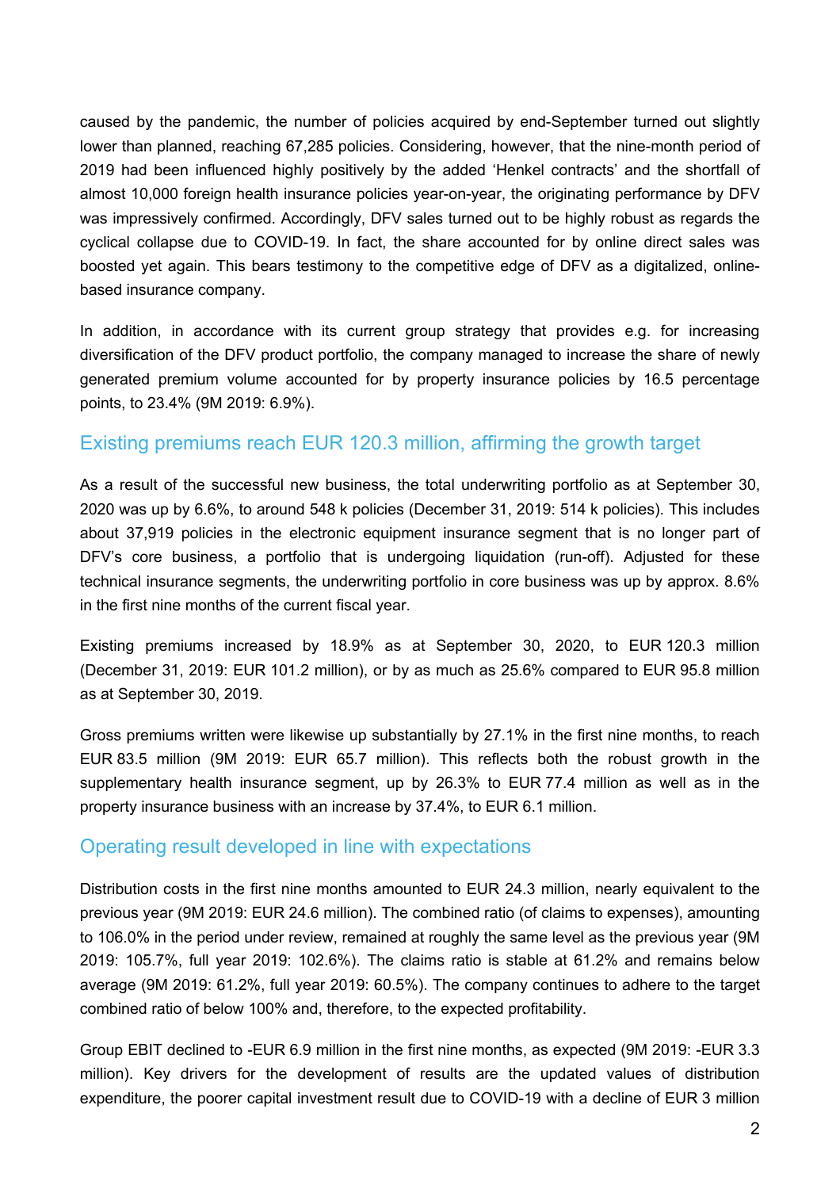caused by the pandemic, the number of policies acquired by end-September turned out slightly lower than planned, reaching 67,285 policies. Considering, however, that the nine-month period of 2019 had been influenced highly positively by the added ‘Henkel contracts’ and the shortfall of almost 10,000 foreign health insurance policies year-on-year, the originating performance by DFV was impressively confirmed. Accordingly, DFV sales turned out to be highly robust as regards the cyclical collapse due to COVID-19. In fact, the share accounted for by online direct sales was boosted yet again. This bears testimony to the competitive edge of DFV as a digitalized, online-based insurance company.

In addition, in accordance with its current group strategy that provides e.g. for increasing diversification of the DFV product portfolio, the company managed to increase the share of newly generated premium volume accounted for by property insurance policies by 16.5 percentage points, to 23.4% (9M 2019: 6.9%).

## Existing premiums reach EUR 120.3 million, affirming the growth target

As a result of the successful new business, the total underwriting portfolio as at September 30, 2020 was up by 6.6%, to around 548 k policies (December 31, 2019: 514 k policies). This includes about 37,919 policies in the electronic equipment insurance segment that is no longer part of DFV’s core business, a portfolio that is undergoing liquidation (run-off). Adjusted for these technical insurance segments, the underwriting portfolio in core business was up by approx. 8.6% in the first nine months of the current fiscal year.

Existing premiums increased by 18.9% as at September 30, 2020, to EUR 120.3 million (December 31, 2019: EUR 101.2 million), or by as much as 25.6% compared to EUR 95.8 million as at September 30, 2019.

Gross premiums written were likewise up substantially by 27.1% in the first nine months, to reach EUR 83.5 million (9M 2019: EUR 65.7 million). This reflects both the robust growth in the supplementary health insurance segment, up by 26.3% to EUR 77.4 million as well as in the property insurance business with an increase by 37.4%, to EUR 6.1 million.

## Operating result developed in line with expectations

Distribution costs in the first nine months amounted to EUR 24.3 million, nearly equivalent to the previous year (9M 2019: EUR 24.6 million). The combined ratio (of claims to expenses), amounting to 106.0% in the period under review, remained at roughly the same level as the previous year (9M 2019: 105.7%, full year 2019: 102.6%). The claims ratio is stable at 61.2% and remains below average (9M 2019: 61.2%, full year 2019: 60.5%). The company continues to adhere to the target combined ratio of below 100% and, therefore, to the expected profitability.

Group EBIT declined to -EUR 6.9 million in the first nine months, as expected (9M 2019: -EUR 3.3 million). Key drivers for the development of results are the updated values of distribution expenditure, the poorer capital investment result due to COVID-19 with a decline of EUR 3 million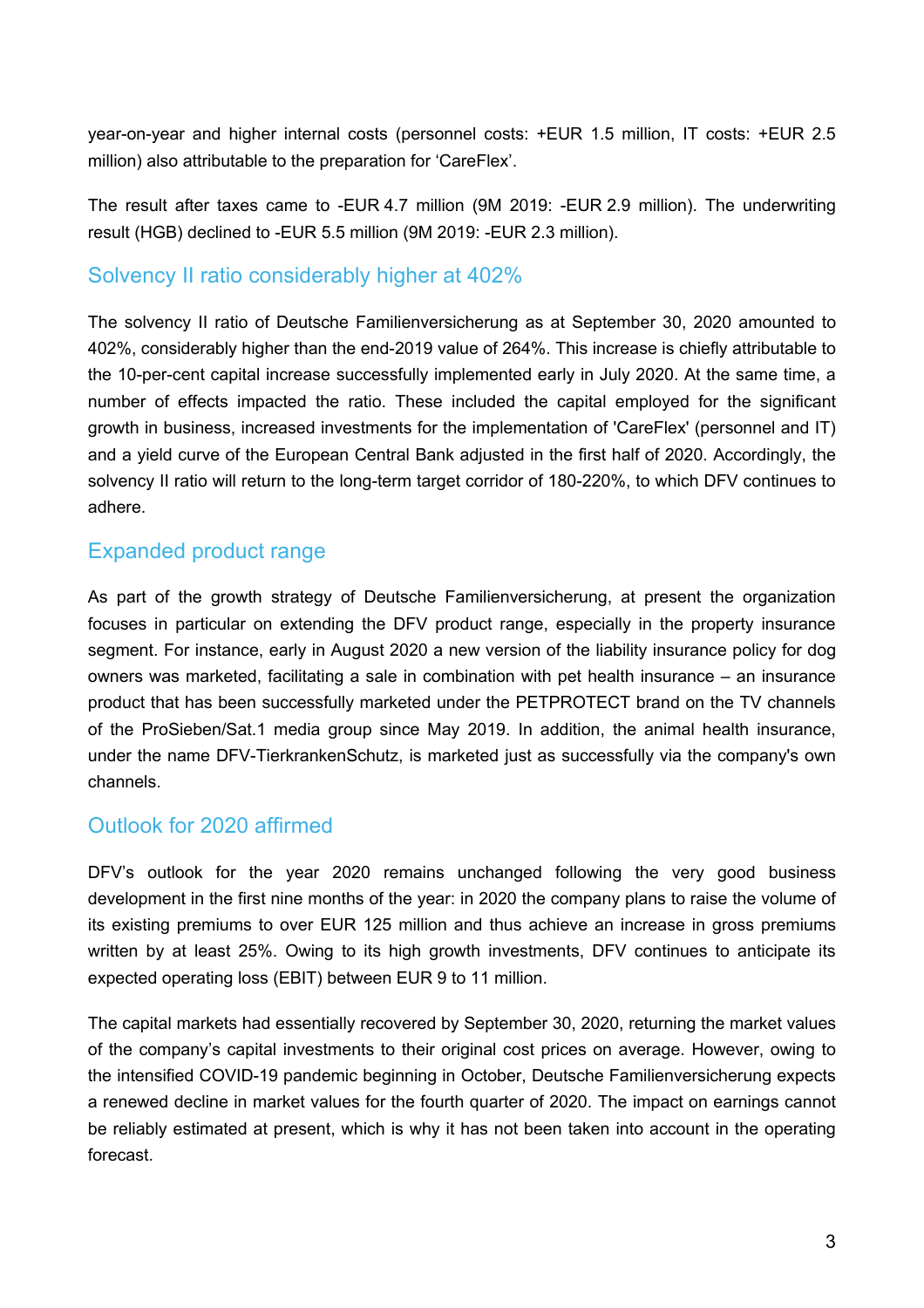year-on-year and higher internal costs (personnel costs: +EUR 1.5 million, IT costs: +EUR 2.5 million) also attributable to the preparation for 'CareFlex'.

The result after taxes came to -EUR 4.7 million (9M 2019: -EUR 2.9 million). The underwriting result (HGB) declined to -EUR 5.5 million (9M 2019: -EUR 2.3 million).

## Solvency II ratio considerably higher at 402%

The solvency II ratio of Deutsche Familienversicherung as at September 30, 2020 amounted to 402%, considerably higher than the end-2019 value of 264%. This increase is chiefly attributable to the 10-per-cent capital increase successfully implemented early in July 2020. At the same time, a number of effects impacted the ratio. These included the capital employed for the significant growth in business, increased investments for the implementation of 'CareFlex' (personnel and IT) and a yield curve of the European Central Bank adjusted in the first half of 2020. Accordingly, the solvency II ratio will return to the long-term target corridor of 180-220%, to which DFV continues to adhere.

## Expanded product range

As part of the growth strategy of Deutsche Familienversicherung, at present the organization focuses in particular on extending the DFV product range, especially in the property insurance segment. For instance, early in August 2020 a new version of the liability insurance policy for dog owners was marketed, facilitating a sale in combination with pet health insurance – an insurance product that has been successfully marketed under the PETPROTECT brand on the TV channels of the ProSieben/Sat.1 media group since May 2019. In addition, the animal health insurance, under the name DFV-TierkrankenSchutz, is marketed just as successfully via the company's own channels.

## Outlook for 2020 affirmed

DFV's outlook for the year 2020 remains unchanged following the very good business development in the first nine months of the year: in 2020 the company plans to raise the volume of its existing premiums to over EUR 125 million and thus achieve an increase in gross premiums written by at least 25%. Owing to its high growth investments, DFV continues to anticipate its expected operating loss (EBIT) between EUR 9 to 11 million.

The capital markets had essentially recovered by September 30, 2020, returning the market values of the company's capital investments to their original cost prices on average. However, owing to the intensified COVID-19 pandemic beginning in October, Deutsche Familienversicherung expects a renewed decline in market values for the fourth quarter of 2020. The impact on earnings cannot be reliably estimated at present, which is why it has not been taken into account in the operating forecast.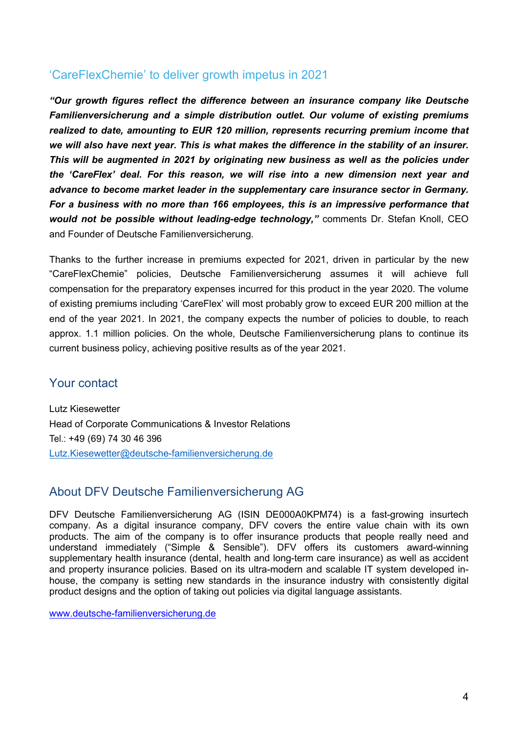## ‘CareFlexChemie’ to deliver growth impetus in 2021

***“Our growth figures reflect the difference between an insurance company like Deutsche Familienversicherung and a simple distribution outlet. Our volume of existing premiums realized to date, amounting to EUR 120 million, represents recurring premium income that we will also have next year. This is what makes the difference in the stability of an insurer. This will be augmented in 2021 by originating new business as well as the policies under the ‘CareFlex’ deal. For this reason, we will rise into a new dimension next year and advance to become market leader in the supplementary care insurance sector in Germany. For a business with no more than 166 employees, this is an impressive performance that would not be possible without leading-edge technology,”*** comments Dr. Stefan Knoll, CEO and Founder of Deutsche Familienversicherung.

Thanks to the further increase in premiums expected for 2021, driven in particular by the new “CareFlexChemie” policies, Deutsche Familienversicherung assumes it will achieve full compensation for the preparatory expenses incurred for this product in the year 2020. The volume of existing premiums including ‘CareFlex’ will most probably grow to exceed EUR 200 million at the end of the year 2021. In 2021, the company expects the number of policies to double, to reach approx. 1.1 million policies. On the whole, Deutsche Familienversicherung plans to continue its current business policy, achieving positive results as of the year 2021.

## Your contact

Lutz Kiesewetter
Head of Corporate Communications & Investor Relations
Tel.: +49 (69) 74 30 46 396
Lutz.Kiesewetter@deutsche-familienversicherung.de

## About DFV Deutsche Familienversicherung AG

DFV Deutsche Familienversicherung AG (ISIN DE000A0KPM74) is a fast-growing insurtech company. As a digital insurance company, DFV covers the entire value chain with its own products. The aim of the company is to offer insurance products that people really need and understand immediately (“Simple & Sensible”). DFV offers its customers award-winning supplementary health insurance (dental, health and long-term care insurance) as well as accident and property insurance policies. Based on its ultra-modern and scalable IT system developed in-house, the company is setting new standards in the insurance industry with consistently digital product designs and the option of taking out policies via digital language assistants.

www.deutsche-familienversicherung.de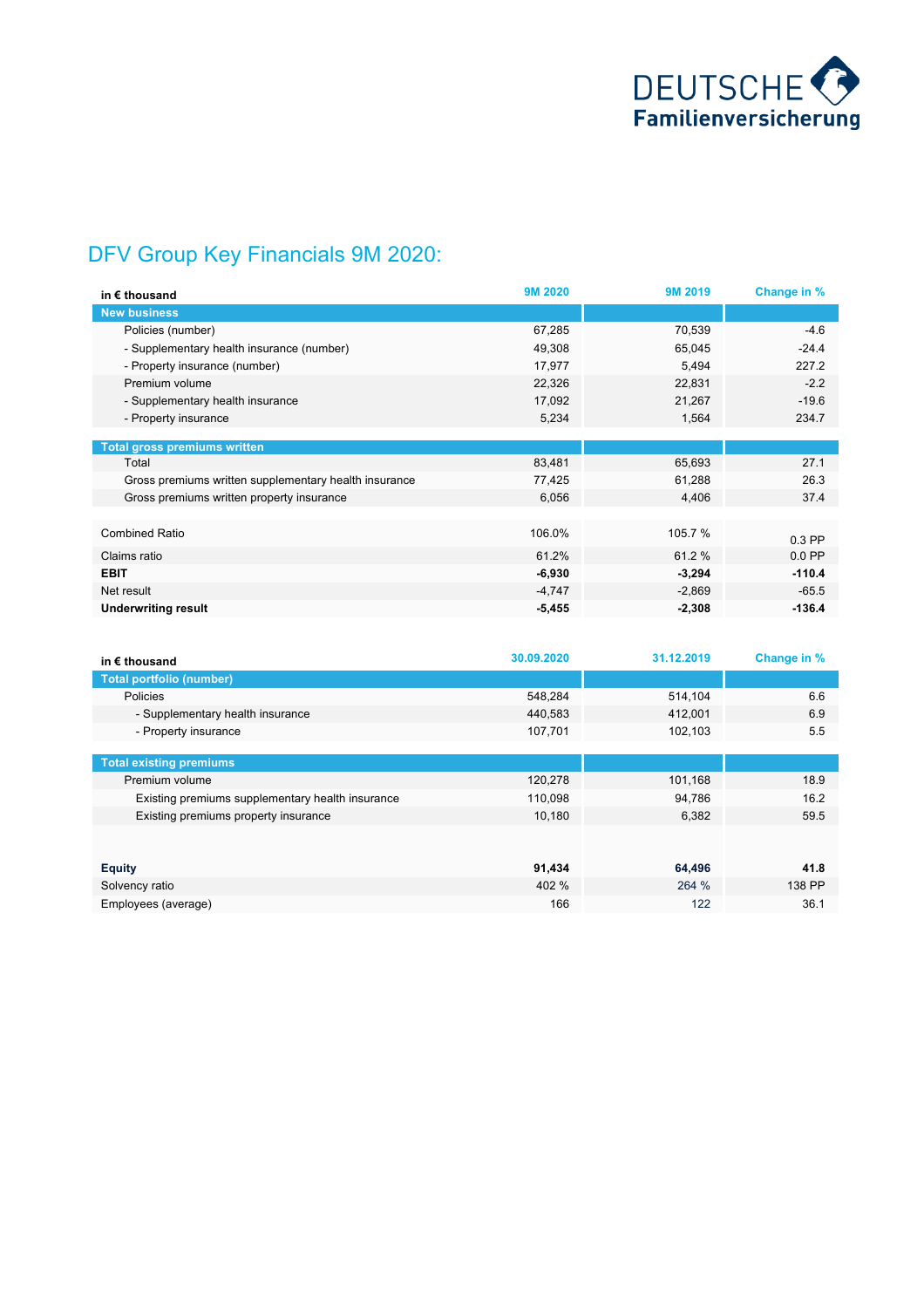DEUTSCHE Familienversicherung

# DFV Group Key Financials 9M 2020:

| in € thousand | 9M 2020 | 9M 2019 | Change in % |
|---|---|---|---|
| **New business** | | | |
| Policies (number) | 67,285 | 70,539 | -4.6 |
| - Supplementary health insurance (number) | 49,308 | 65,045 | -24.4 |
| - Property insurance (number) | 17,977 | 5,494 | 227.2 |
| Premium volume | 22,326 | 22,831 | -2.2 |
| - Supplementary health insurance | 17,092 | 21,267 | -19.6 |
| - Property insurance | 5,234 | 1,564 | 234.7 |
| **Total gross premiums written** | | | |
| Total | 83,481 | 65,693 | 27.1 |
| Gross premiums written supplementary health insurance | 77,425 | 61,288 | 26.3 |
| Gross premiums written property insurance | 6,056 | 4,406 | 37.4 |
| Combined Ratio | 106.0% | 105.7 % | 0.3 PP |
| Claims ratio | 61.2% | 61.2 % | 0.0 PP |
| **EBIT** | **-6,930** | **-3,294** | **-110.4** |
| Net result | -4,747 | -2,869 | -65.5 |
| **Underwriting result** | **-5,455** | **-2,308** | **-136.4** |

| in € thousand | 30.09.2020 | 31.12.2019 | Change in % |
|---|---|---|---|
| **Total portfolio (number)** | | | |
| Policies | 548,284 | 514,104 | 6.6 |
| - Supplementary health insurance | 440,583 | 412,001 | 6.9 |
| - Property insurance | 107,701 | 102,103 | 5.5 |
| **Total existing premiums** | | | |
| Premium volume | 120,278 | 101,168 | 18.9 |
| Existing premiums supplementary health insurance | 110,098 | 94,786 | 16.2 |
| Existing premiums property insurance | 10,180 | 6,382 | 59.5 |
| **Equity** | **91,434** | **64,496** | **41.8** |
| Solvency ratio | 402 % | 264 % | 138 PP |
| Employees (average) | 166 | 122 | 36.1 |